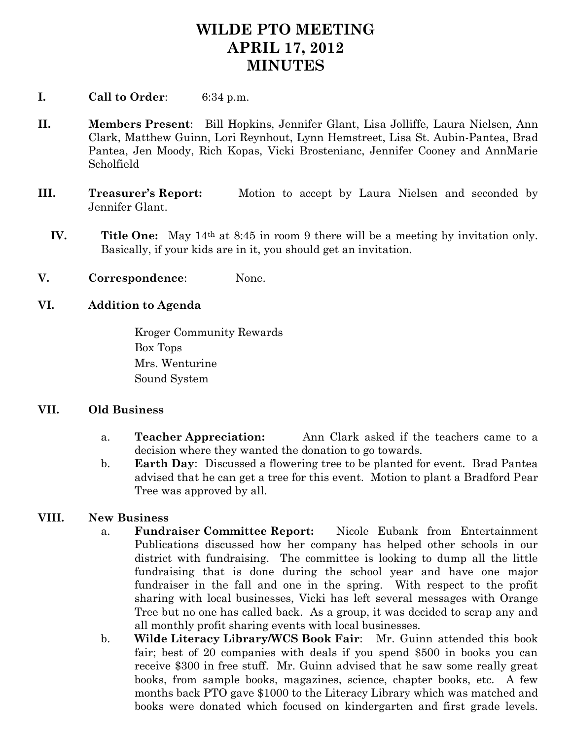# WILDE PTO MEETING
# APRIL 17, 2012
# MINUTES

I. **Call to Order**: 6:34 p.m.

II. **Members Present**: Bill Hopkins, Jennifer Glant, Lisa Jolliffe, Laura Nielsen, Ann Clark, Matthew Guinn, Lori Reynhout, Lynn Hemstreet, Lisa St. Aubin-Pantea, Brad Pantea, Jen Moody, Rich Kopas, Vicki Brostenianc, Jennifer Cooney and AnnMarie Scholfield

III. **Treasurer's Report:** Motion to accept by Laura Nielsen and seconded by Jennifer Glant.

IV. **Title One:** May 14th at 8:45 in room 9 there will be a meeting by invitation only. Basically, if your kids are in it, you should get an invitation.

V. **Correspondence**: None.

VI. **Addition to Agenda**

Kroger Community Rewards
Box Tops
Mrs. Wenturine
Sound System

VII. **Old Business**

a. **Teacher Appreciation:** Ann Clark asked if the teachers came to a decision where they wanted the donation to go towards.

b. **Earth Day**: Discussed a flowering tree to be planted for event. Brad Pantea advised that he can get a tree for this event. Motion to plant a Bradford Pear Tree was approved by all.

VIII. **New Business**

a. **Fundraiser Committee Report:** Nicole Eubank from Entertainment Publications discussed how her company has helped other schools in our district with fundraising. The committee is looking to dump all the little fundraising that is done during the school year and have one major fundraiser in the fall and one in the spring. With respect to the profit sharing with local businesses, Vicki has left several messages with Orange Tree but no one has called back. As a group, it was decided to scrap any and all monthly profit sharing events with local businesses.

b. **Wilde Literacy Library/WCS Book Fair**: Mr. Guinn attended this book fair; best of 20 companies with deals if you spend $500 in books you can receive $300 in free stuff. Mr. Guinn advised that he saw some really great books, from sample books, magazines, science, chapter books, etc. A few months back PTO gave $1000 to the Literacy Library which was matched and books were donated which focused on kindergarten and first grade levels.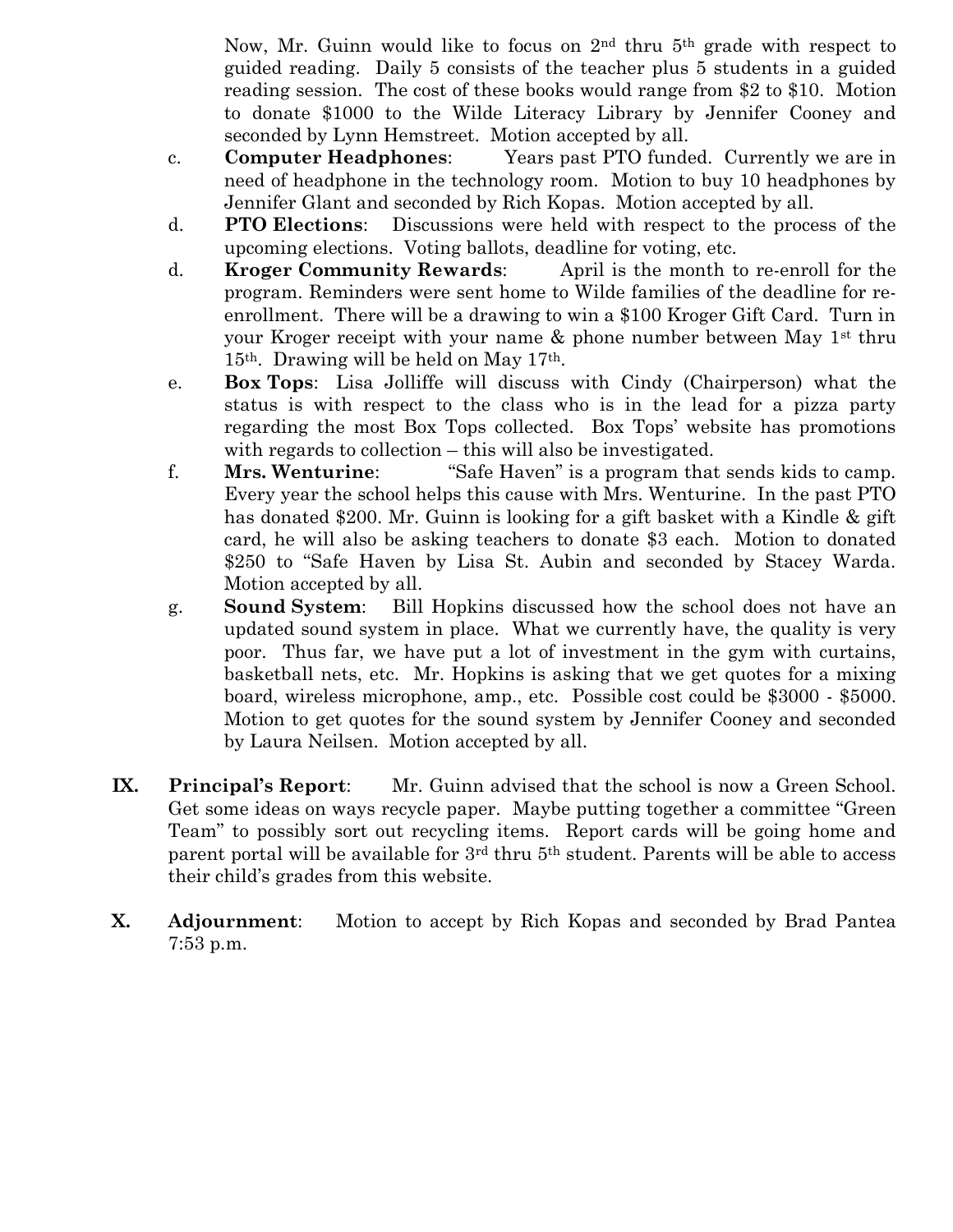Now, Mr. Guinn would like to focus on 2nd thru 5th grade with respect to guided reading. Daily 5 consists of the teacher plus 5 students in a guided reading session. The cost of these books would range from $2 to $10. Motion to donate $1000 to the Wilde Literacy Library by Jennifer Cooney and seconded by Lynn Hemstreet. Motion accepted by all.

c. **Computer Headphones**: Years past PTO funded. Currently we are in need of headphone in the technology room. Motion to buy 10 headphones by Jennifer Glant and seconded by Rich Kopas. Motion accepted by all.

d. **PTO Elections**: Discussions were held with respect to the process of the upcoming elections. Voting ballots, deadline for voting, etc.

d. **Kroger Community Rewards**: April is the month to re-enroll for the program. Reminders were sent home to Wilde families of the deadline for re-enrollment. There will be a drawing to win a $100 Kroger Gift Card. Turn in your Kroger receipt with your name & phone number between May 1st thru 15th. Drawing will be held on May 17th.

e. **Box Tops**: Lisa Jolliffe will discuss with Cindy (Chairperson) what the status is with respect to the class who is in the lead for a pizza party regarding the most Box Tops collected. Box Tops' website has promotions with regards to collection – this will also be investigated.

f. **Mrs. Wenturine**: "Safe Haven" is a program that sends kids to camp. Every year the school helps this cause with Mrs. Wenturine. In the past PTO has donated $200. Mr. Guinn is looking for a gift basket with a Kindle & gift card, he will also be asking teachers to donate $3 each. Motion to donated $250 to "Safe Haven by Lisa St. Aubin and seconded by Stacey Warda. Motion accepted by all.

g. **Sound System**: Bill Hopkins discussed how the school does not have an updated sound system in place. What we currently have, the quality is very poor. Thus far, we have put a lot of investment in the gym with curtains, basketball nets, etc. Mr. Hopkins is asking that we get quotes for a mixing board, wireless microphone, amp., etc. Possible cost could be $3000 - $5000. Motion to get quotes for the sound system by Jennifer Cooney and seconded by Laura Neilsen. Motion accepted by all.

**IX. Principal's Report**: Mr. Guinn advised that the school is now a Green School. Get some ideas on ways recycle paper. Maybe putting together a committee "Green Team" to possibly sort out recycling items. Report cards will be going home and parent portal will be available for 3rd thru 5th student. Parents will be able to access their child's grades from this website.

**X. Adjournment**: Motion to accept by Rich Kopas and seconded by Brad Pantea 7:53 p.m.